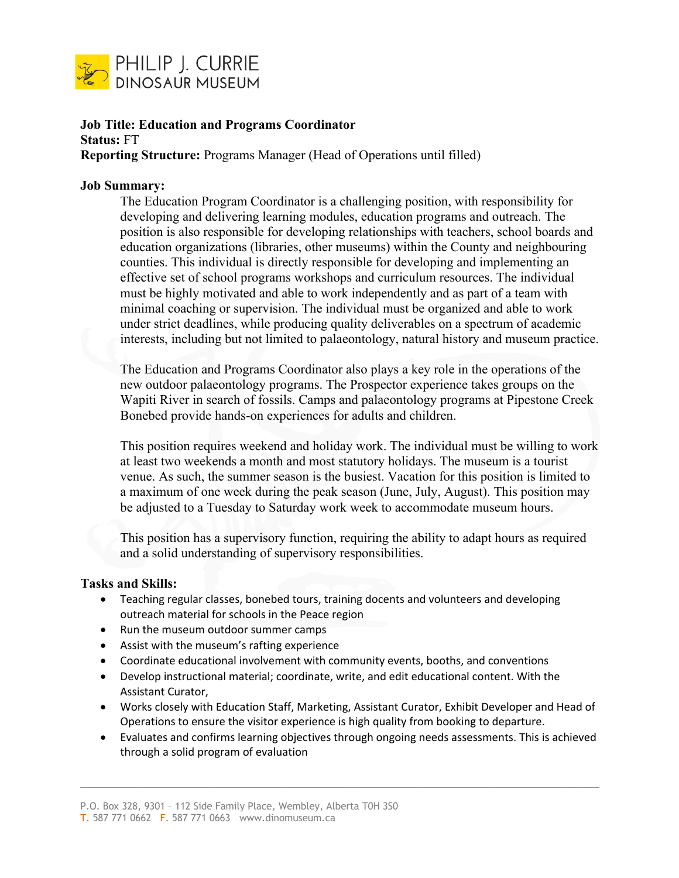PHILIP J. CURRIE
DINOSAUR MUSEUM

**Job Title: Education and Programs Coordinator**
**Status:** FT
**Reporting Structure:** Programs Manager (Head of Operations until filled)

**Job Summary:**

The Education Program Coordinator is a challenging position, with responsibility for developing and delivering learning modules, education programs and outreach. The position is also responsible for developing relationships with teachers, school boards and education organizations (libraries, other museums) within the County and neighbouring counties. This individual is directly responsible for developing and implementing an effective set of school programs workshops and curriculum resources. The individual must be highly motivated and able to work independently and as part of a team with minimal coaching or supervision. The individual must be organized and able to work under strict deadlines, while producing quality deliverables on a spectrum of academic interests, including but not limited to palaeontology, natural history and museum practice.

The Education and Programs Coordinator also plays a key role in the operations of the new outdoor palaeontology programs. The Prospector experience takes groups on the Wapiti River in search of fossils. Camps and palaeontology programs at Pipestone Creek Bonebed provide hands-on experiences for adults and children.

This position requires weekend and holiday work. The individual must be willing to work at least two weekends a month and most statutory holidays. The museum is a tourist venue. As such, the summer season is the busiest. Vacation for this position is limited to a maximum of one week during the peak season (June, July, August). This position may be adjusted to a Tuesday to Saturday work week to accommodate museum hours.

This position has a supervisory function, requiring the ability to adapt hours as required and a solid understanding of supervisory responsibilities.

**Tasks and Skills:**

- Teaching regular classes, bonebed tours, training docents and volunteers and developing outreach material for schools in the Peace region
- Run the museum outdoor summer camps
- Assist with the museum's rafting experience
- Coordinate educational involvement with community events, booths, and conventions
- Develop instructional material; coordinate, write, and edit educational content. With the Assistant Curator,
- Works closely with Education Staff, Marketing, Assistant Curator, Exhibit Developer and Head of Operations to ensure the visitor experience is high quality from booking to departure.
- Evaluates and confirms learning objectives through ongoing needs assessments. This is achieved through a solid program of evaluation

P.O. Box 328, 9301 – 112 Side Family Place, Wembley, Alberta T0H 3S0
T. 587 771 0662 F. 587 771 0663 www.dinomuseum.ca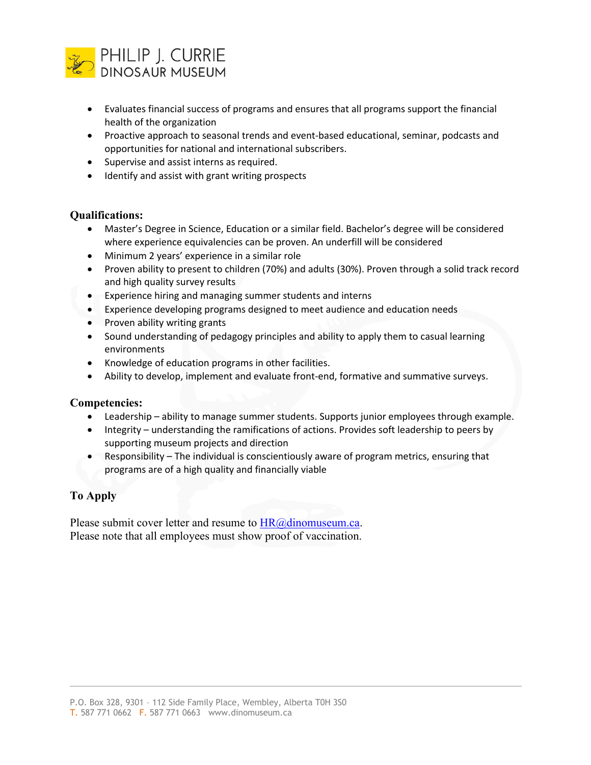- Evaluates financial success of programs and ensures that all programs support the financial health of the organization
- Proactive approach to seasonal trends and event-based educational, seminar, podcasts and opportunities for national and international subscribers.
- Supervise and assist interns as required.
- Identify and assist with grant writing prospects

**Qualifications:**

- Master's Degree in Science, Education or a similar field. Bachelor's degree will be considered where experience equivalencies can be proven. An underfill will be considered
- Minimum 2 years' experience in a similar role
- Proven ability to present to children (70%) and adults (30%). Proven through a solid track record and high quality survey results
- Experience hiring and managing summer students and interns
- Experience developing programs designed to meet audience and education needs
- Proven ability writing grants
- Sound understanding of pedagogy principles and ability to apply them to casual learning environments
- Knowledge of education programs in other facilities.
- Ability to develop, implement and evaluate front-end, formative and summative surveys.

**Competencies:**

- Leadership – ability to manage summer students. Supports junior employees through example.
- Integrity – understanding the ramifications of actions. Provides soft leadership to peers by supporting museum projects and direction
- Responsibility – The individual is conscientiously aware of program metrics, ensuring that programs are of a high quality and financially viable

**To Apply**

Please submit cover letter and resume to HR@dinomuseum.ca.
Please note that all employees must show proof of vaccination.